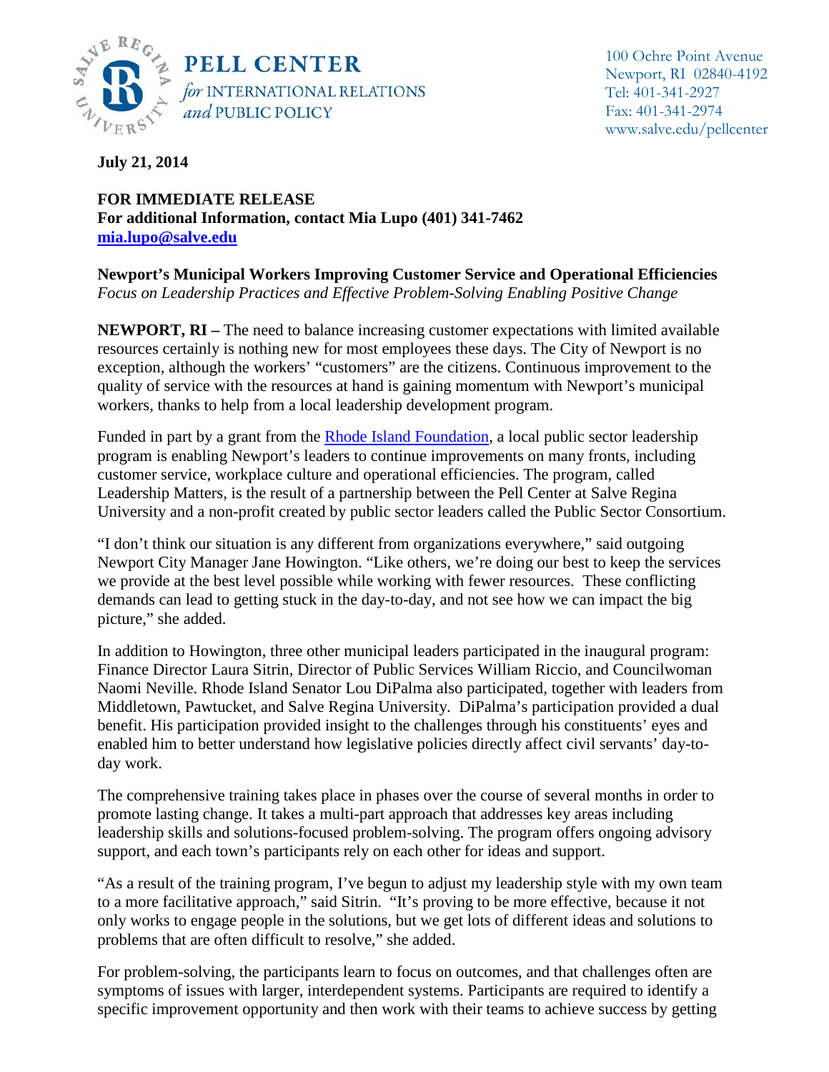**PELL CENTER** *for* INTERNATIONAL RELATIONS *and* PUBLIC POLICY

100 Ochre Point Avenue
Newport, RI 02840-4192
Tel: 401-341-2927
Fax: 401-341-2974
www.salve.edu/pellcenter

**July 21, 2014**

**FOR IMMEDIATE RELEASE**
**For additional Information, contact Mia Lupo (401) 341-7462**
**[mia.lupo@salve.edu](mailto:mia.lupo@salve.edu)**

**Newport's Municipal Workers Improving Customer Service and Operational Efficiencies**
*Focus on Leadership Practices and Effective Problem-Solving Enabling Positive Change*

**NEWPORT, RI –** The need to balance increasing customer expectations with limited available resources certainly is nothing new for most employees these days. The City of Newport is no exception, although the workers' "customers" are the citizens. Continuous improvement to the quality of service with the resources at hand is gaining momentum with Newport's municipal workers, thanks to help from a local leadership development program.

Funded in part by a grant from the Rhode Island Foundation, a local public sector leadership program is enabling Newport's leaders to continue improvements on many fronts, including customer service, workplace culture and operational efficiencies. The program, called Leadership Matters, is the result of a partnership between the Pell Center at Salve Regina University and a non-profit created by public sector leaders called the Public Sector Consortium.

"I don't think our situation is any different from organizations everywhere," said outgoing Newport City Manager Jane Howington. "Like others, we're doing our best to keep the services we provide at the best level possible while working with fewer resources. These conflicting demands can lead to getting stuck in the day-to-day, and not see how we can impact the big picture," she added.

In addition to Howington, three other municipal leaders participated in the inaugural program: Finance Director Laura Sitrin, Director of Public Services William Riccio, and Councilwoman Naomi Neville. Rhode Island Senator Lou DiPalma also participated, together with leaders from Middletown, Pawtucket, and Salve Regina University. DiPalma's participation provided a dual benefit. His participation provided insight to the challenges through his constituents' eyes and enabled him to better understand how legislative policies directly affect civil servants' day-to-day work.

The comprehensive training takes place in phases over the course of several months in order to promote lasting change. It takes a multi-part approach that addresses key areas including leadership skills and solutions-focused problem-solving. The program offers ongoing advisory support, and each town's participants rely on each other for ideas and support.

"As a result of the training program, I've begun to adjust my leadership style with my own team to a more facilitative approach," said Sitrin. "It's proving to be more effective, because it not only works to engage people in the solutions, but we get lots of different ideas and solutions to problems that are often difficult to resolve," she added.

For problem-solving, the participants learn to focus on outcomes, and that challenges often are symptoms of issues with larger, interdependent systems. Participants are required to identify a specific improvement opportunity and then work with their teams to achieve success by getting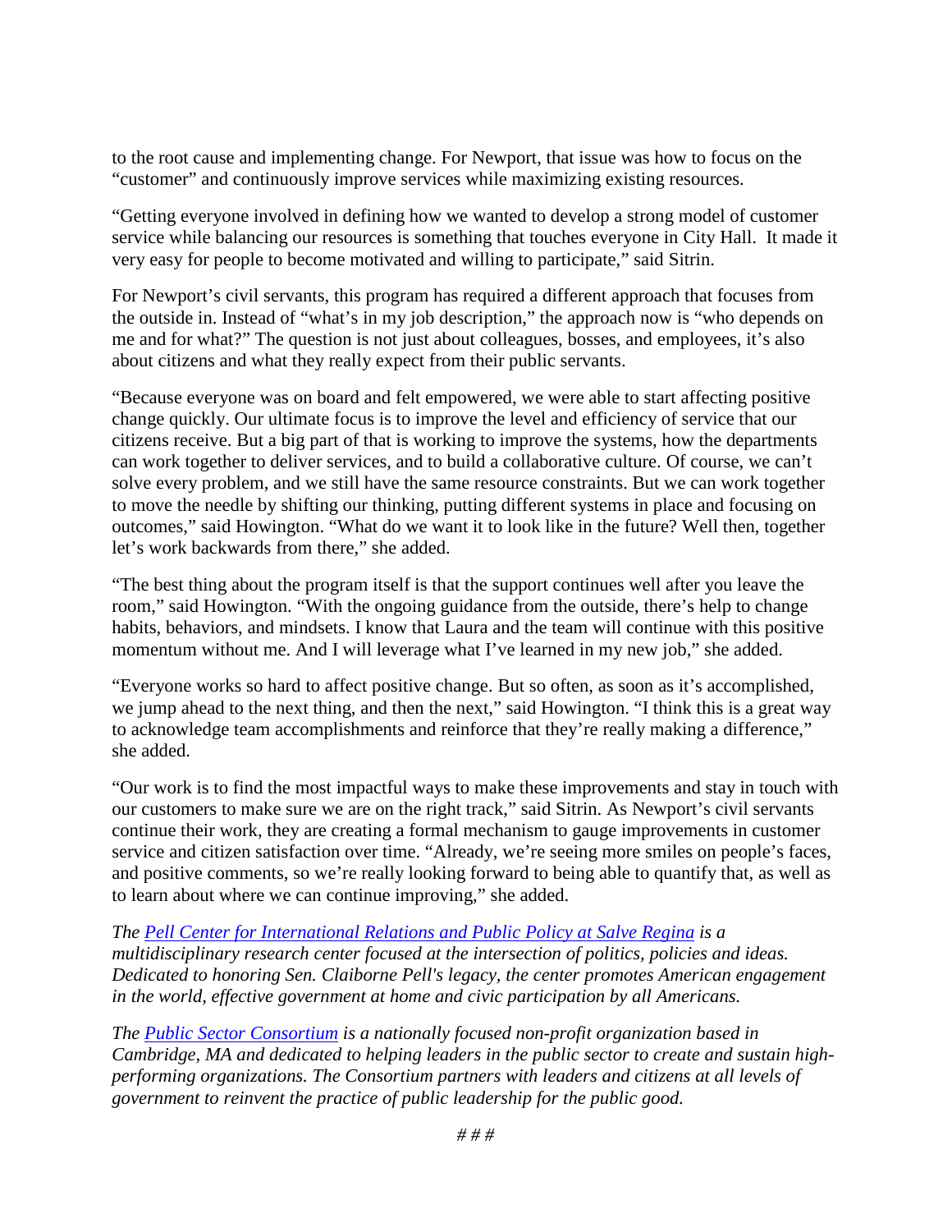to the root cause and implementing change. For Newport, that issue was how to focus on the "customer" and continuously improve services while maximizing existing resources.

"Getting everyone involved in defining how we wanted to develop a strong model of customer service while balancing our resources is something that touches everyone in City Hall. It made it very easy for people to become motivated and willing to participate," said Sitrin.

For Newport's civil servants, this program has required a different approach that focuses from the outside in. Instead of "what's in my job description," the approach now is "who depends on me and for what?" The question is not just about colleagues, bosses, and employees, it's also about citizens and what they really expect from their public servants.

"Because everyone was on board and felt empowered, we were able to start affecting positive change quickly. Our ultimate focus is to improve the level and efficiency of service that our citizens receive. But a big part of that is working to improve the systems, how the departments can work together to deliver services, and to build a collaborative culture. Of course, we can't solve every problem, and we still have the same resource constraints. But we can work together to move the needle by shifting our thinking, putting different systems in place and focusing on outcomes," said Howington. "What do we want it to look like in the future? Well then, together let's work backwards from there," she added.

"The best thing about the program itself is that the support continues well after you leave the room," said Howington. "With the ongoing guidance from the outside, there's help to change habits, behaviors, and mindsets. I know that Laura and the team will continue with this positive momentum without me. And I will leverage what I've learned in my new job," she added.

"Everyone works so hard to affect positive change. But so often, as soon as it's accomplished, we jump ahead to the next thing, and then the next," said Howington. "I think this is a great way to acknowledge team accomplishments and reinforce that they're really making a difference," she added.

"Our work is to find the most impactful ways to make these improvements and stay in touch with our customers to make sure we are on the right track," said Sitrin. As Newport's civil servants continue their work, they are creating a formal mechanism to gauge improvements in customer service and citizen satisfaction over time. "Already, we're seeing more smiles on people's faces, and positive comments, so we're really looking forward to being able to quantify that, as well as to learn about where we can continue improving," she added.

*The Pell Center for International Relations and Public Policy at Salve Regina is a multidisciplinary research center focused at the intersection of politics, policies and ideas. Dedicated to honoring Sen. Claiborne Pell's legacy, the center promotes American engagement in the world, effective government at home and civic participation by all Americans.*

*The Public Sector Consortium is a nationally focused non-profit organization based in Cambridge, MA and dedicated to helping leaders in the public sector to create and sustain high-performing organizations. The Consortium partners with leaders and citizens at all levels of government to reinvent the practice of public leadership for the public good.*

# # #